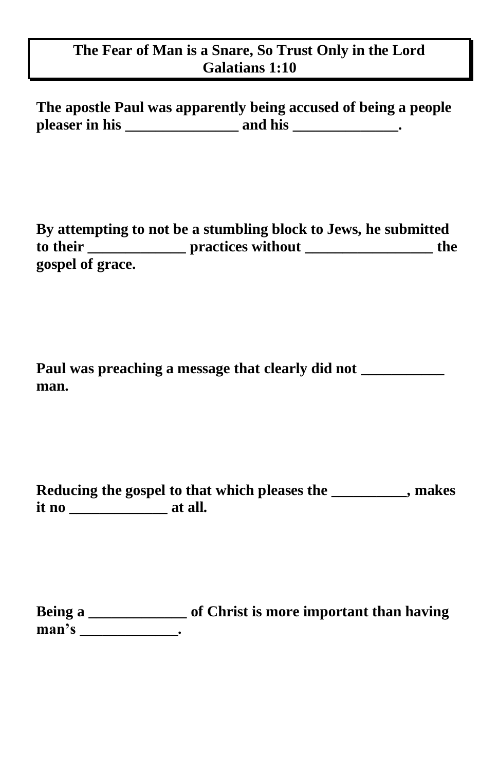**The Fear of Man is a Snare, So Trust Only in the Lord**
**Galatians 1:10**

**The apostle Paul was apparently being accused of being a people pleaser in his _______________ and his ______________.**

**By attempting to not be a stumbling block to Jews, he submitted to their _____________ practices without _________________ the gospel of grace.**

**Paul was preaching a message that clearly did not ___________ man.**

**Reducing the gospel to that which pleases the __________, makes it no _____________ at all.**

**Being a _____________ of Christ is more important than having man's _____________.**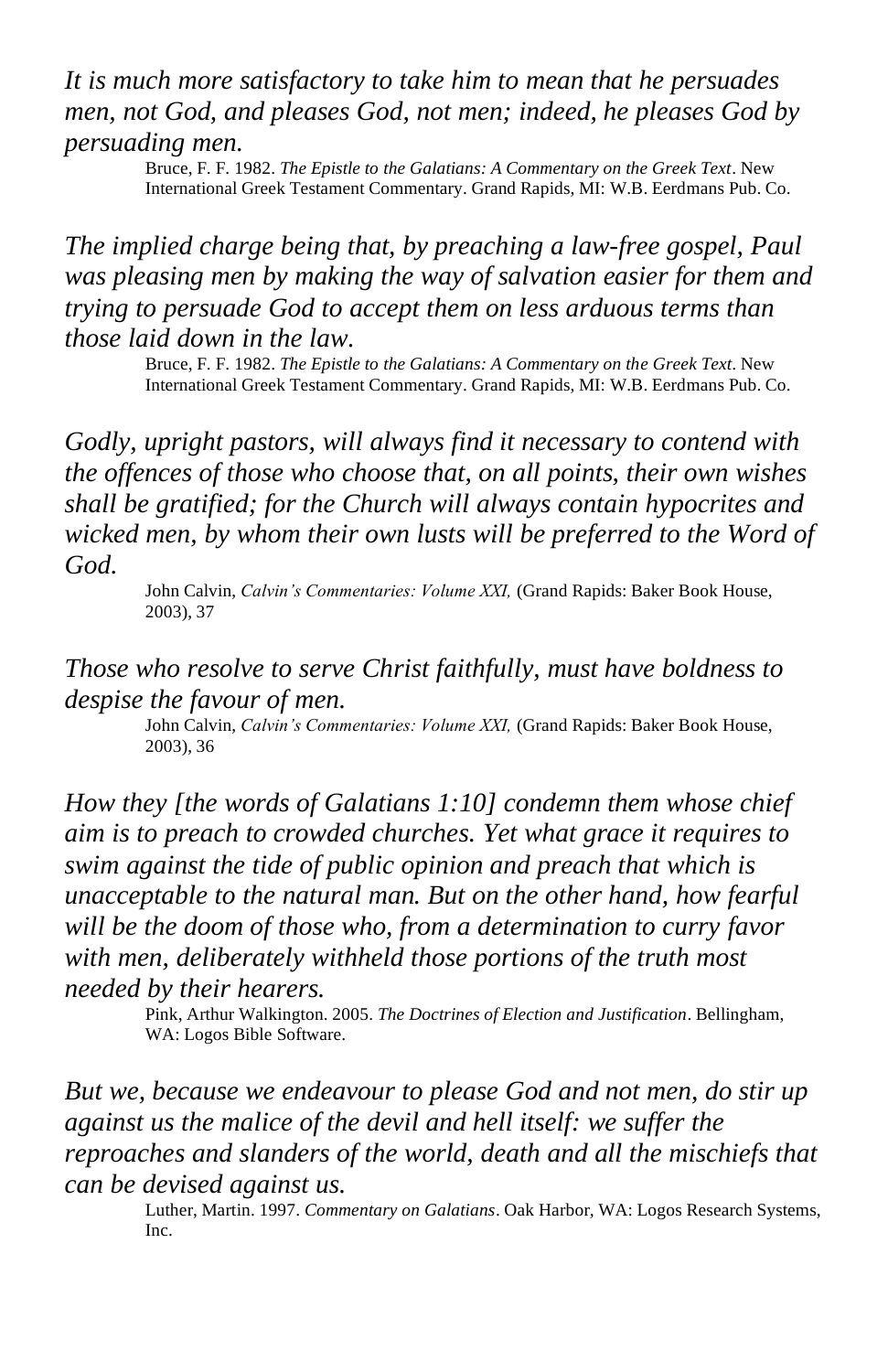*It is much more satisfactory to take him to mean that he persuades men, not God, and pleases God, not men; indeed, he pleases God by persuading men.*

Bruce, F. F. 1982. *The Epistle to the Galatians: A Commentary on the Greek Text*. New International Greek Testament Commentary. Grand Rapids, MI: W.B. Eerdmans Pub. Co.

*The implied charge being that, by preaching a law-free gospel, Paul was pleasing men by making the way of salvation easier for them and trying to persuade God to accept them on less arduous terms than those laid down in the law.*

Bruce, F. F. 1982. *The Epistle to the Galatians: A Commentary on the Greek Text*. New International Greek Testament Commentary. Grand Rapids, MI: W.B. Eerdmans Pub. Co.

*Godly, upright pastors, will always find it necessary to contend with the offences of those who choose that, on all points, their own wishes shall be gratified; for the Church will always contain hypocrites and wicked men, by whom their own lusts will be preferred to the Word of God.*

John Calvin, *Calvin's Commentaries: Volume XXI,* (Grand Rapids: Baker Book House, 2003), 37

*Those who resolve to serve Christ faithfully, must have boldness to despise the favour of men.*

John Calvin, *Calvin's Commentaries: Volume XXI,* (Grand Rapids: Baker Book House, 2003), 36

*How they [the words of Galatians 1:10] condemn them whose chief aim is to preach to crowded churches. Yet what grace it requires to swim against the tide of public opinion and preach that which is unacceptable to the natural man. But on the other hand, how fearful will be the doom of those who, from a determination to curry favor with men, deliberately withheld those portions of the truth most needed by their hearers.*

Pink, Arthur Walkington. 2005. *The Doctrines of Election and Justification*. Bellingham, WA: Logos Bible Software.

*But we, because we endeavour to please God and not men, do stir up against us the malice of the devil and hell itself: we suffer the reproaches and slanders of the world, death and all the mischiefs that can be devised against us.*

Luther, Martin. 1997. *Commentary on Galatians*. Oak Harbor, WA: Logos Research Systems, Inc.